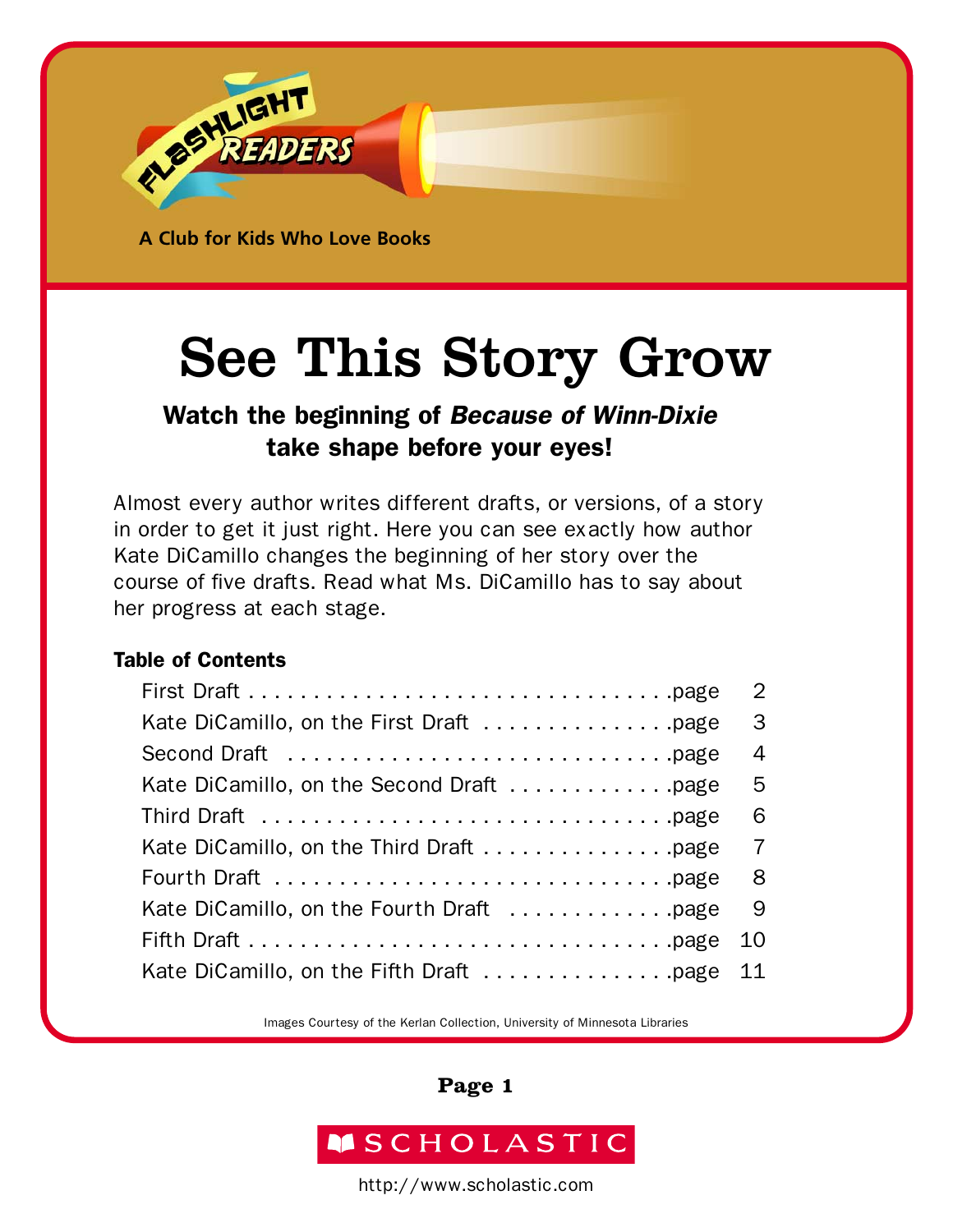FLASHLIGHT READERS

A Club for Kids Who Love Books

# See This Story Grow

### Watch the beginning of *Because of Winn-Dixie* take shape before your eyes!

Almost every author writes different drafts, or versions, of a story in order to get it just right. Here you can see exactly how author Kate DiCamillo changes the beginning of her story over the course of five drafts. Read what Ms. DiCamillo has to say about her progress at each stage.

**Table of Contents**

| | |
|---|---|
| First Draft | page 2 |
| Kate DiCamillo, on the First Draft | page 3 |
| Second Draft | page 4 |
| Kate DiCamillo, on the Second Draft | page 5 |
| Third Draft | page 6 |
| Kate DiCamillo, on the Third Draft | page 7 |
| Fourth Draft | page 8 |
| Kate DiCamillo, on the Fourth Draft | page 9 |
| Fifth Draft | page 10 |
| Kate DiCamillo, on the Fifth Draft | page 11 |

Images Courtesy of the Kerlan Collection, University of Minnesota Libraries

SCHOLASTIC

http://www.scholastic.com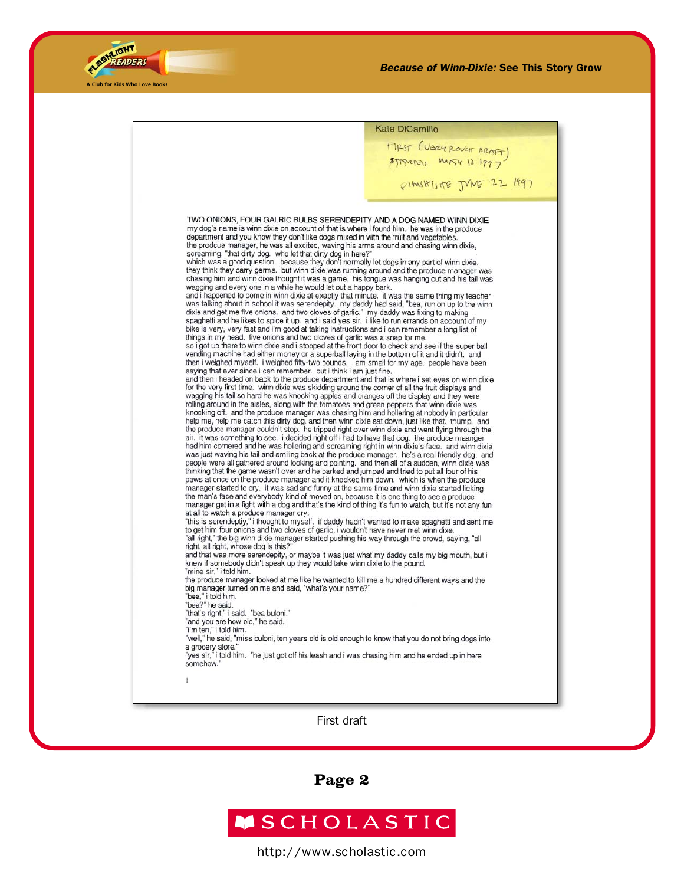Kate DiCamillo

FIRST (VERY ROUGH DRAFT)
STARTED MAY 13 1997

FINISHED JUNE 22 1997

TWO ONIONS, FOUR GALRIC BULBS SERENDEPITY AND A DOG NAMED WINN DIXIE

my dog's name is winn dixie on account of that is where i found him. he was in the produce department and you know they don't like dogs mixed in with the fruit and vegetables.

the prodcue manager, he was all excited, waving his arms around and chasing winn dixie, screaming, "that dirty dog. who let that dirty dog in here?"

which was a good question. because they don't normally let dogs in any part of winn dixie. they think they carry germs. but winn dixie was running around and the produce manager was chasing him and winn dixie thought it was a game. his tongue was hanging out and his tail was wagging and every one in a while he would let out a happy bark.

and i happened to come in winn dixie at exactly that minute. it was the same thing my teacher was talking about in school it was serendepity. my daddy had said, "bea, run on up to the winn dixie and get me five onions. and two cloves of garlic." my daddy was fixing to making spaghetti and he likes to spice it up. and i said yes sir. i like to run errands on account of my bike is very, very fast and i'm good at taking instructions and i can remember a long list of things in my head. five onions and two cloves of garlic was a snap for me.

so i got up there to winn dixie and i stopped at the front door to check and see if the super ball vending machine had either money or a superball laying in the bottom of it and it didn't. and then i weighed myself. i weighed fifty-two pounds. i am small for my age. people have been saying that ever since i can remember. but i think i am just fine.

and then i headed on back to the produce department and that is where i set eyes on winn dixie for the very first time. winn dixie was skidding around the corner of all the fruit displays and wagging his tail so hard he was knocking apples and oranges off the display and they were rolling around in the aisles, along with the tomatoes and green peppers that winn dixie was knocking off. and the produce manager was chasing him and hollering at nobody in particular, help me, help me catch this dirty dog. and then winn dixie sat down, just like that. thump. and the produce manager couldn't stop. he tripped right over winn dixie and went flying through the air. it was something to see. i decided right off i had to have that dog. the produce maanger had him cornered and he was hollering and screaming right in winn dixie's face. and winn dixie was just waving his tail and smiling back at the produce manager. he's a real friendly dog. and people were all gathered around looking and pointing. and then all of a sudden, winn dixie was thinking that the game wasn't over and he barked and jumped and tried to put all four of his paws at once on the produce manager and it knocked him down. which is when the produce manager started to cry. it was sad and funny at the same time and winn dixie started licking the man's face and everybody kind of moved on, because it is one thing to see a produce manager get in a fight with a dog and that's the kind of thing it's fun to watch, but it's not any fun at all to watch a produce manager cry.

"this is serendeptiy," i thought to myself. if daddy hadn't wanted to make spaghetti and sent me to get him four onions and two cloves of garlic, i wouldn't have never met winn dixe.

"all right," the big winn dixie manager started pushing his way through the crowd, saying, "all right, all right, whose dog is this?"

and that was more serendepity, or maybe it was just what my daddy calls my big mouth, but i knew if somebody didn't speak up they would take winn dixie to the pound.

"mine sir," i told him.

the produce manager looked at me like he wanted to kill me a hundred different ways and the big manager turned on me and said, "what's your name?"

"bea," i told him.

"bea?" he said.

"that's right," i said. "bea buloni."

"and you are how old," he said.

"i'm ten," i told him.

"well," he said, "miss buloni, ten years old is old enough to know that you do not bring dogs into a grocery store."

"yes sir," i told him. "he just got off his leash and i was chasing him and he ended up in here somehow."

First draft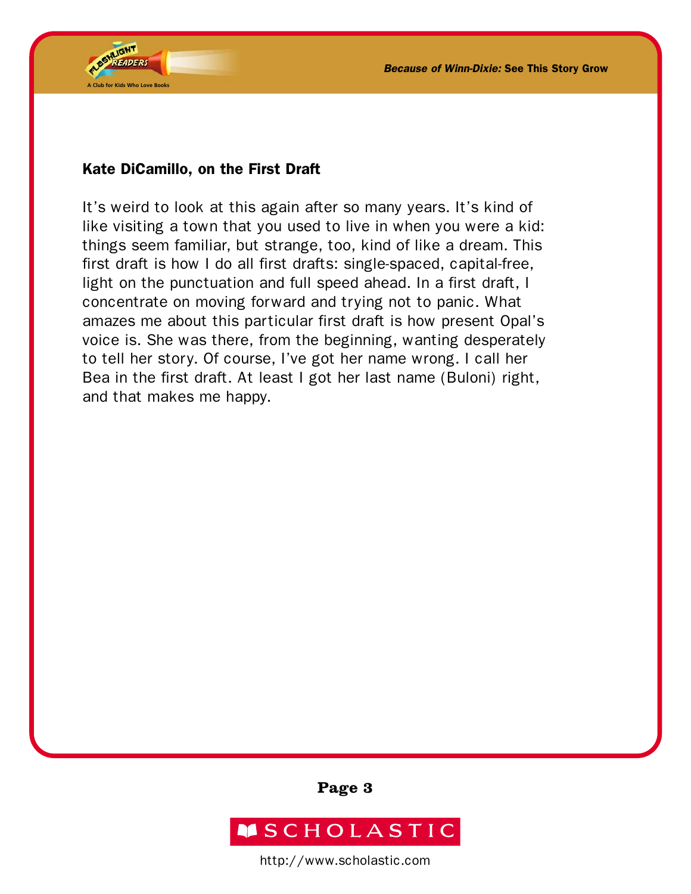## Kate DiCamillo, on the First Draft

It's weird to look at this again after so many years. It's kind of like visiting a town that you used to live in when you were a kid: things seem familiar, but strange, too, kind of like a dream. This first draft is how I do all first drafts: single-spaced, capital-free, light on the punctuation and full speed ahead. In a first draft, I concentrate on moving forward and trying not to panic. What amazes me about this particular first draft is how present Opal's voice is. She was there, from the beginning, wanting desperately to tell her story. Of course, I've got her name wrong. I call her Bea in the first draft. At least I got her last name (Buloni) right, and that makes me happy.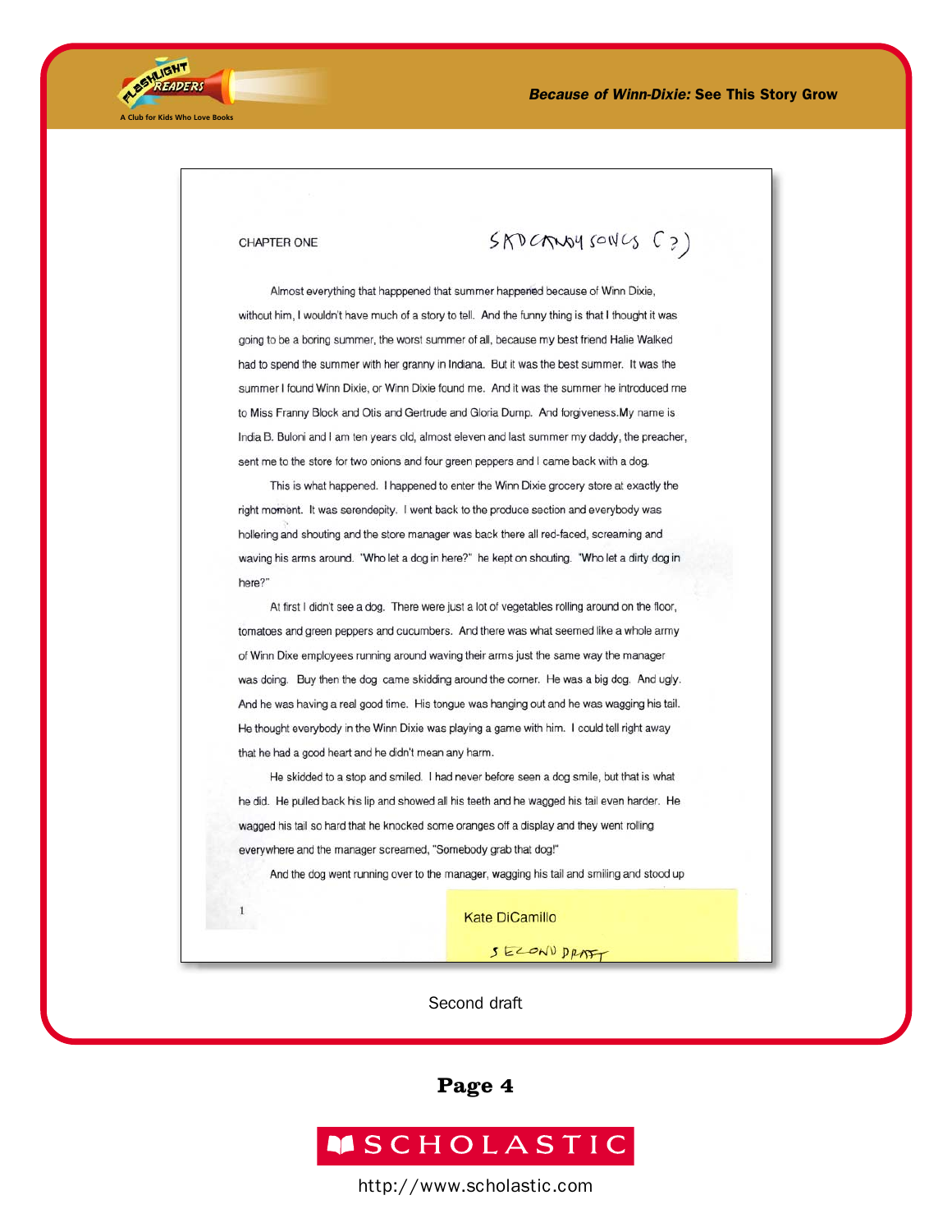CHAPTER ONE

SAD CANDY SONGS (?)

Almost everything that happpened that summer happened because of Winn Dixie, without him, I wouldn't have much of a story to tell. And the funny thing is that I thought it was going to be a boring summer, the worst summer of all, because my best friend Halie Walked had to spend the summer with her granny in Indiana. But it was the best summer. It was the summer I found Winn Dixie, or Winn Dixie found me. And it was the summer he introduced me to Miss Franny Block and Otis and Gertrude and Gloria Dump. And forgiveness.My name is India B. Buloni and I am ten years old, almost eleven and last summer my daddy, the preacher, sent me to the store for two onions and four green peppers and I came back with a dog.

This is what happened. I happened to enter the Winn Dixie grocery store at exactly the right moment. It was serendepity. I went back to the produce section and everybody was hollering and shouting and the store manager was back there all red-faced, screaming and waving his arms around. "Who let a dog in here?" he kept on shouting. "Who let a dirty dog in here?"

At first I didn't see a dog. There were just a lot of vegetables rolling around on the floor, tomatoes and green peppers and cucumbers. And there was what seemed like a whole army of Winn Dixe employees running around waving their arms just the same way the manager was doing. Buy then the dog came skidding around the corner. He was a big dog. And ugly. And he was having a real good time. His tongue was hanging out and he was wagging his tail. He thought everybody in the Winn Dixie was playing a game with him. I could tell right away that he had a good heart and he didn't mean any harm.

He skidded to a stop and smiled. I had never before seen a dog smile, but that is what he did. He pulled back his lip and showed all his teeth and he wagged his tail even harder. He wagged his tail so hard that he knocked some oranges off a display and they went rolling everywhere and the manager screamed, "Somebody grab that dog!"

And the dog went running over to the manager, wagging his tail and smiling and stood up

1

Kate DiCamillo

SECOND DRAFT

Second draft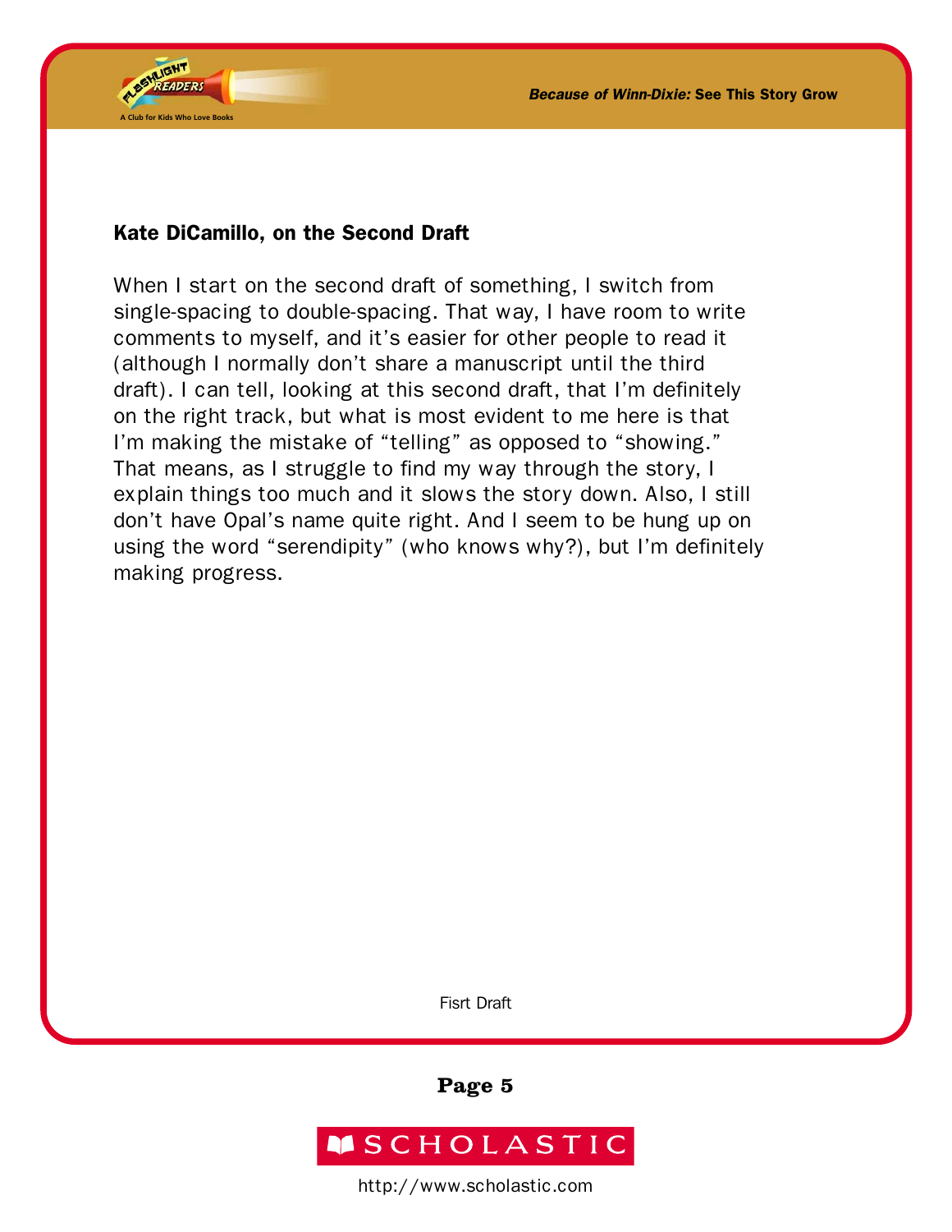### Kate DiCamillo, on the Second Draft

When I start on the second draft of something, I switch from single-spacing to double-spacing. That way, I have room to write comments to myself, and it's easier for other people to read it (although I normally don't share a manuscript until the third draft). I can tell, looking at this second draft, that I'm definitely on the right track, but what is most evident to me here is that I'm making the mistake of "telling" as opposed to "showing." That means, as I struggle to find my way through the story, I explain things too much and it slows the story down. Also, I still don't have Opal's name quite right. And I seem to be hung up on using the word "serendipity" (who knows why?), but I'm definitely making progress.

Fisrt Draft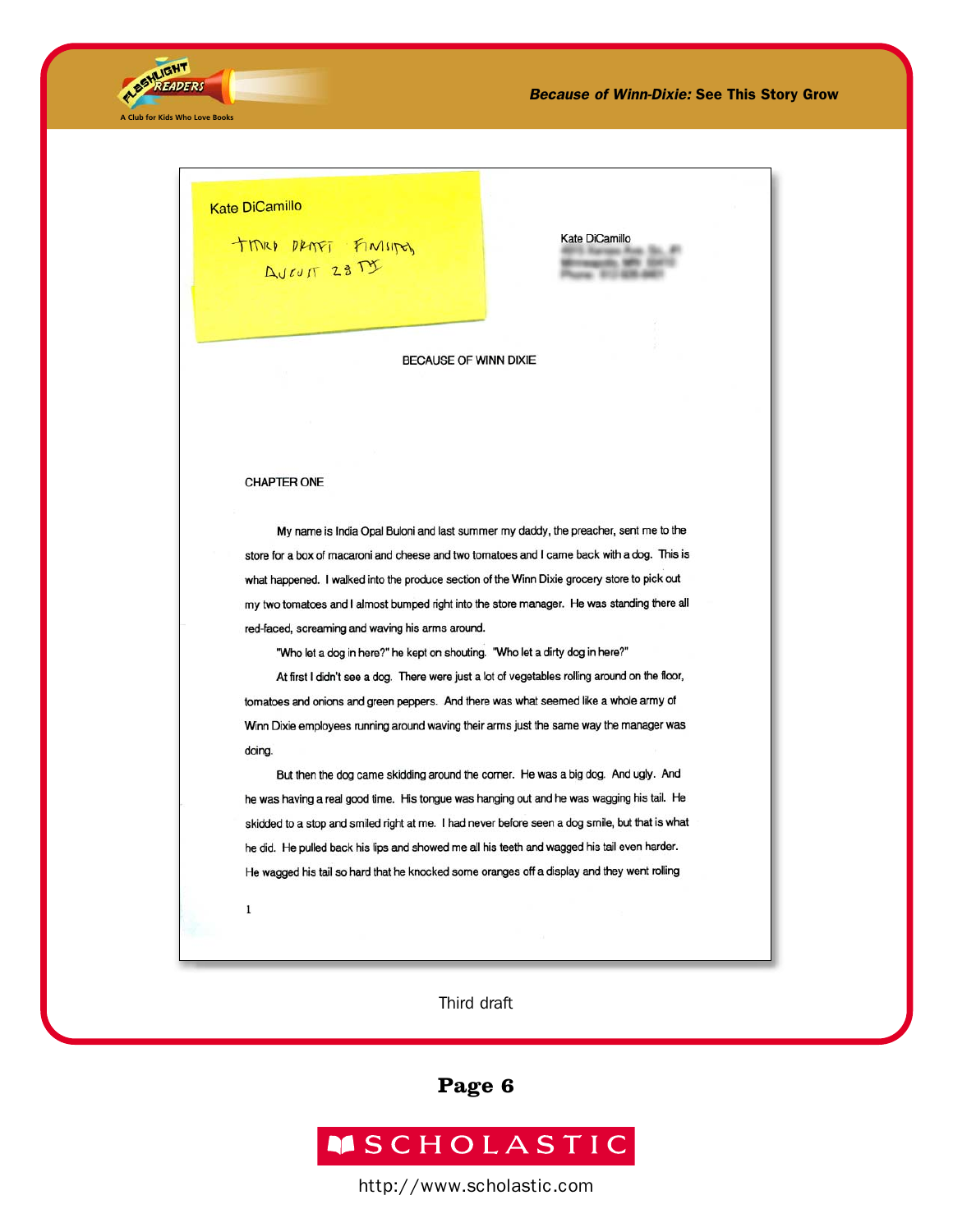Kate DiCamillo

THIRD DRAFT FINISHED AUGUST 28TH

Kate DiCamillo

BECAUSE OF WINN DIXIE

CHAPTER ONE

My name is India Opal Buloni and last summer my daddy, the preacher, sent me to the store for a box of macaroni and cheese and two tomatoes and I came back with a dog. This is what happened. I walked into the produce section of the Winn Dixie grocery store to pick out my two tomatoes and I almost bumped right into the store manager. He was standing there all red-faced, screaming and waving his arms around.

"Who let a dog in here?" he kept on shouting. "Who let a dirty dog in here?"

At first I didn't see a dog. There were just a lot of vegetables rolling around on the floor, tomatoes and onions and green peppers. And there was what seemed like a whole army of Winn Dixie employees running around waving their arms just the same way the manager was doing.

But then the dog came skidding around the corner. He was a big dog. And ugly. And he was having a real good time. His tongue was hanging out and he was wagging his tail. He skidded to a stop and smiled right at me. I had never before seen a dog smile, but that is what he did. He pulled back his lips and showed me all his teeth and wagged his tail even harder. He wagged his tail so hard that he knocked some oranges off a display and they went rolling

Third draft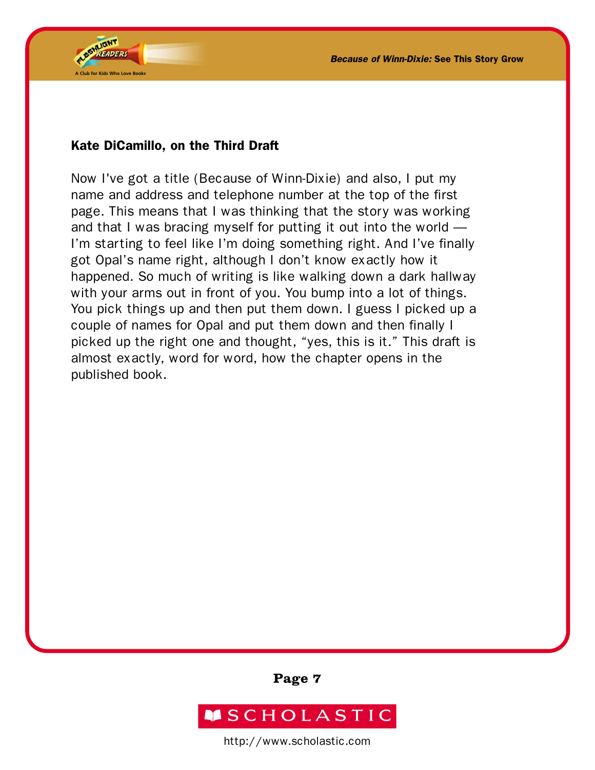**Kate DiCamillo, on the Third Draft**

Now I've got a title (Because of Winn-Dixie) and also, I put my name and address and telephone number at the top of the first page. This means that I was thinking that the story was working and that I was bracing myself for putting it out into the world — I'm starting to feel like I'm doing something right. And I've finally got Opal's name right, although I don't know exactly how it happened. So much of writing is like walking down a dark hallway with your arms out in front of you. You bump into a lot of things. You pick things up and then put them down. I guess I picked up a couple of names for Opal and put them down and then finally I picked up the right one and thought, "yes, this is it." This draft is almost exactly, word for word, how the chapter opens in the published book.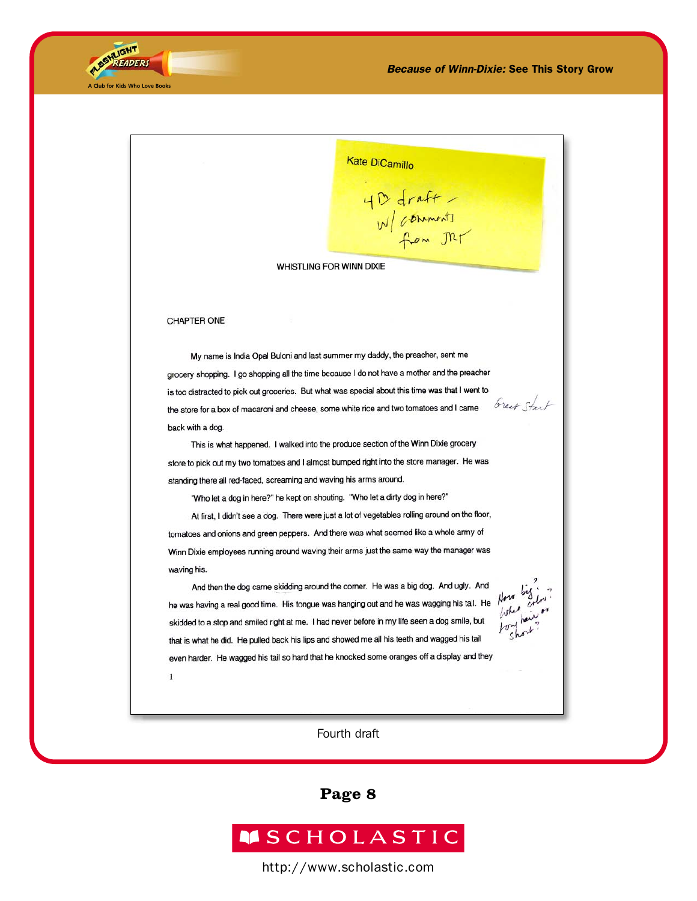Kate DiCamillo

4th draft – w/ comments from JMT

WHISTLING FOR WINN DIXIE

CHAPTER ONE

My name is India Opal Buloni and last summer my daddy, the preacher, sent me grocery shopping. I go shopping all the time because I do not have a mother and the preacher is too distracted to pick out groceries. But what was special about this time was that I went to the store for a box of macaroni and cheese, some white rice and two tomatoes and I came back with a dog.

*Great Start*

This is what happened. I walked into the produce section of the Winn Dixie grocery store to pick out my two tomatoes and I almost bumped right into the store manager. He was standing there all red-faced, screaming and waving his arms around.

"Who let a dog in here?" he kept on shouting. "Who let a dirty dog in here?"

At first, I didn't see a dog. There were just a lot of vegetables rolling around on the floor, tomatoes and onions and green peppers. And there was what seemed like a whole army of Winn Dixie employees running around waving their arms just the same way the manager was waving his.

And then the dog came skidding around the corner. He was a big dog. And ugly. And he was having a real good time. His tongue was hanging out and he was wagging his tail. He skidded to a stop and smiled right at me. I had never before in my life seen a dog smile, but that is what he did. He pulled back his lips and showed me all his teeth and wagged his tail even harder. He wagged his tail so hard that he knocked some oranges off a display and they

*How big? What color? Long hair or short?*

Fourth draft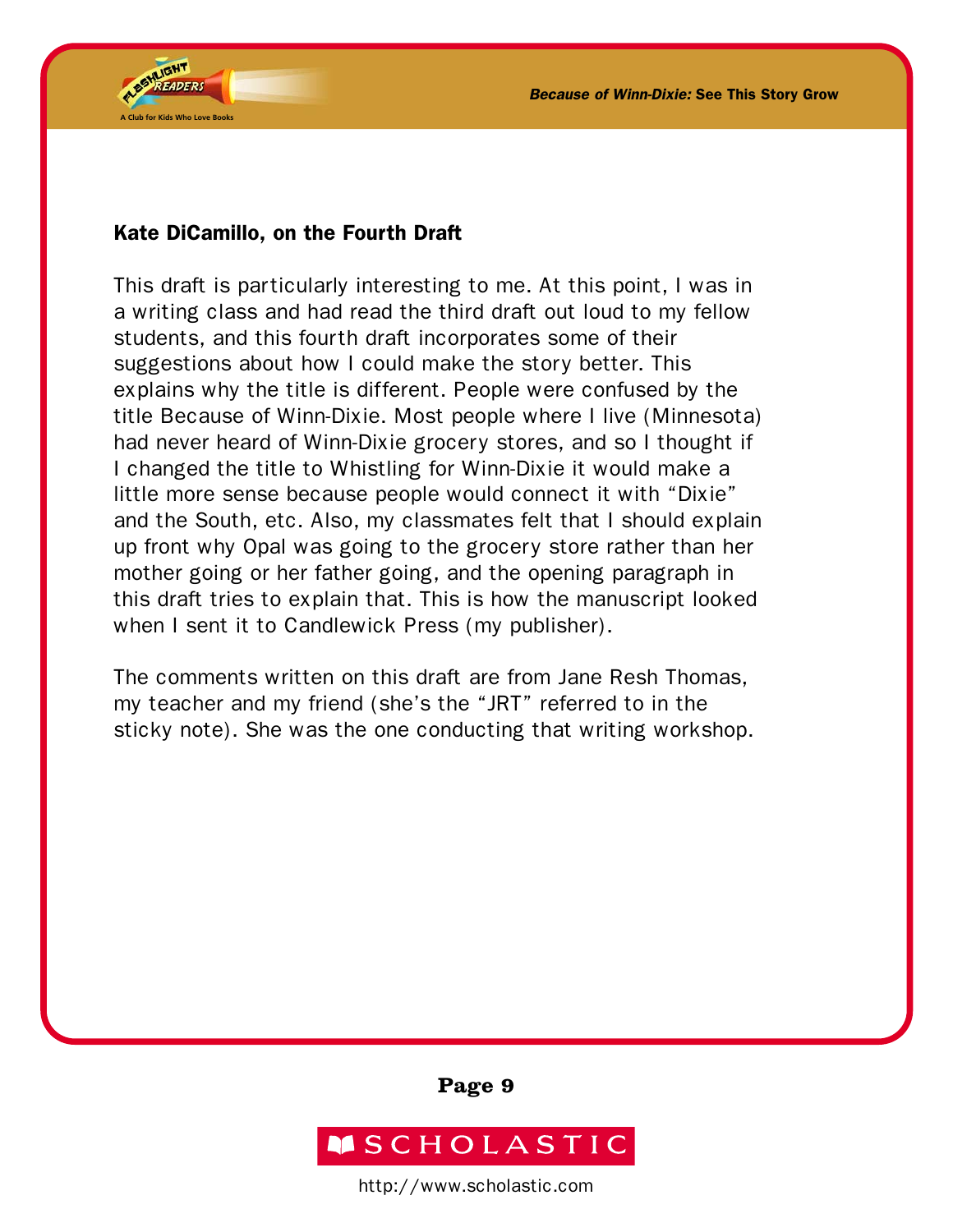## Kate DiCamillo, on the Fourth Draft

This draft is particularly interesting to me. At this point, I was in a writing class and had read the third draft out loud to my fellow students, and this fourth draft incorporates some of their suggestions about how I could make the story better. This explains why the title is different. People were confused by the title Because of Winn-Dixie. Most people where I live (Minnesota) had never heard of Winn-Dixie grocery stores, and so I thought if I changed the title to Whistling for Winn-Dixie it would make a little more sense because people would connect it with "Dixie" and the South, etc. Also, my classmates felt that I should explain up front why Opal was going to the grocery store rather than her mother going or her father going, and the opening paragraph in this draft tries to explain that. This is how the manuscript looked when I sent it to Candlewick Press (my publisher).

The comments written on this draft are from Jane Resh Thomas, my teacher and my friend (she's the "JRT" referred to in the sticky note). She was the one conducting that writing workshop.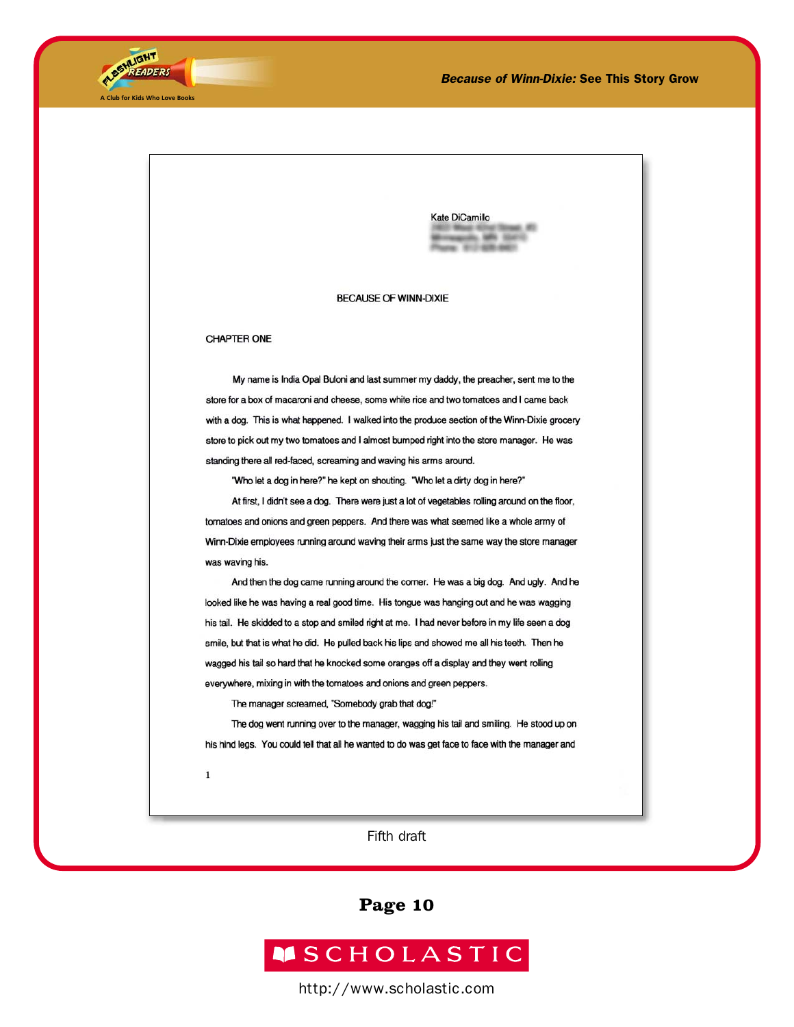Kate DiCamillo

BECAUSE OF WINN-DIXIE

CHAPTER ONE

My name is India Opal Buloni and last summer my daddy, the preacher, sent me to the store for a box of macaroni and cheese, some white rice and two tomatoes and I came back with a dog. This is what happened. I walked into the produce section of the Winn-Dixie grocery store to pick out my two tomatoes and I almost bumped right into the store manager. He was standing there all red-faced, screaming and waving his arms around.

"Who let a dog in here?" he kept on shouting. "Who let a dirty dog in here?"

At first, I didn't see a dog. There were just a lot of vegetables rolling around on the floor, tomatoes and onions and green peppers. And there was what seemed like a whole army of Winn-Dixie employees running around waving their arms just the same way the store manager was waving his.

And then the dog came running around the corner. He was a big dog. And ugly. And he looked like he was having a real good time. His tongue was hanging out and he was wagging his tail. He skidded to a stop and smiled right at me. I had never before in my life seen a dog smile, but that is what he did. He pulled back his lips and showed me all his teeth. Then he wagged his tail so hard that he knocked some oranges off a display and they went rolling everywhere, mixing in with the tomatoes and onions and green peppers.

The manager screamed, "Somebody grab that dog!"

The dog went running over to the manager, wagging his tail and smiling. He stood up on his hind legs. You could tell that all he wanted to do was get face to face with the manager and

Fifth draft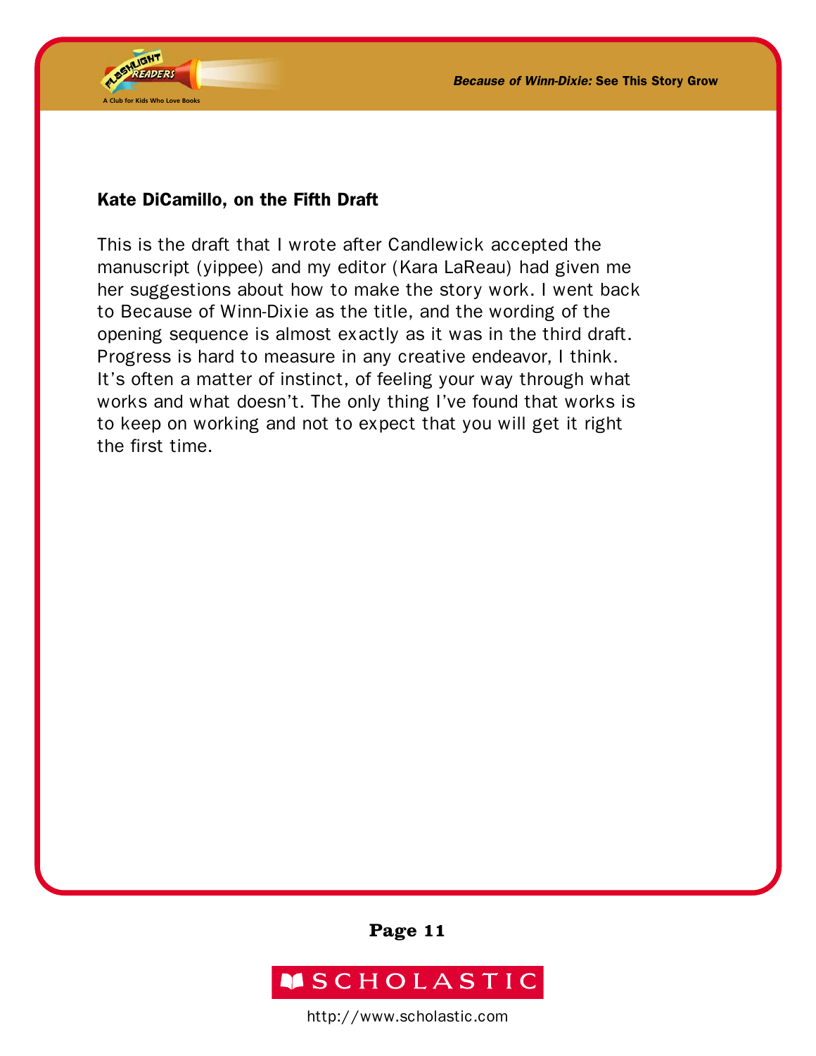## Kate DiCamillo, on the Fifth Draft

This is the draft that I wrote after Candlewick accepted the manuscript (yippee) and my editor (Kara LaReau) had given me her suggestions about how to make the story work. I went back to Because of Winn-Dixie as the title, and the wording of the opening sequence is almost exactly as it was in the third draft. Progress is hard to measure in any creative endeavor, I think. It's often a matter of instinct, of feeling your way through what works and what doesn't. The only thing I've found that works is to keep on working and not to expect that you will get it right the first time.